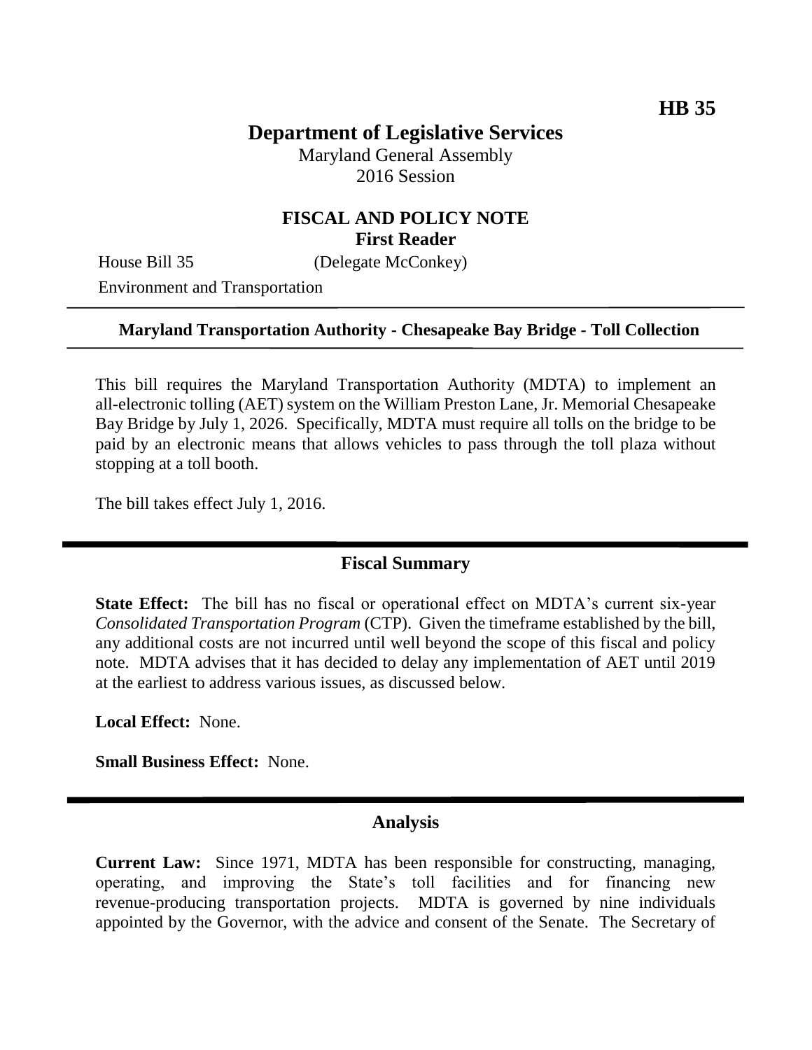HB 35

# Department of Legislative Services

Maryland General Assembly
2016 Session

## FISCAL AND POLICY NOTE
**First Reader**

House Bill 35 (Delegate McConkey)
Environment and Transportation

**Maryland Transportation Authority - Chesapeake Bay Bridge - Toll Collection**

This bill requires the Maryland Transportation Authority (MDTA) to implement an all-electronic tolling (AET) system on the William Preston Lane, Jr. Memorial Chesapeake Bay Bridge by July 1, 2026. Specifically, MDTA must require all tolls on the bridge to be paid by an electronic means that allows vehicles to pass through the toll plaza without stopping at a toll booth.

The bill takes effect July 1, 2016.

## Fiscal Summary

**State Effect:** The bill has no fiscal or operational effect on MDTA's current six-year *Consolidated Transportation Program* (CTP). Given the timeframe established by the bill, any additional costs are not incurred until well beyond the scope of this fiscal and policy note. MDTA advises that it has decided to delay any implementation of AET until 2019 at the earliest to address various issues, as discussed below.

**Local Effect:** None.

**Small Business Effect:** None.

## Analysis

**Current Law:** Since 1971, MDTA has been responsible for constructing, managing, operating, and improving the State's toll facilities and for financing new revenue-producing transportation projects. MDTA is governed by nine individuals appointed by the Governor, with the advice and consent of the Senate. The Secretary of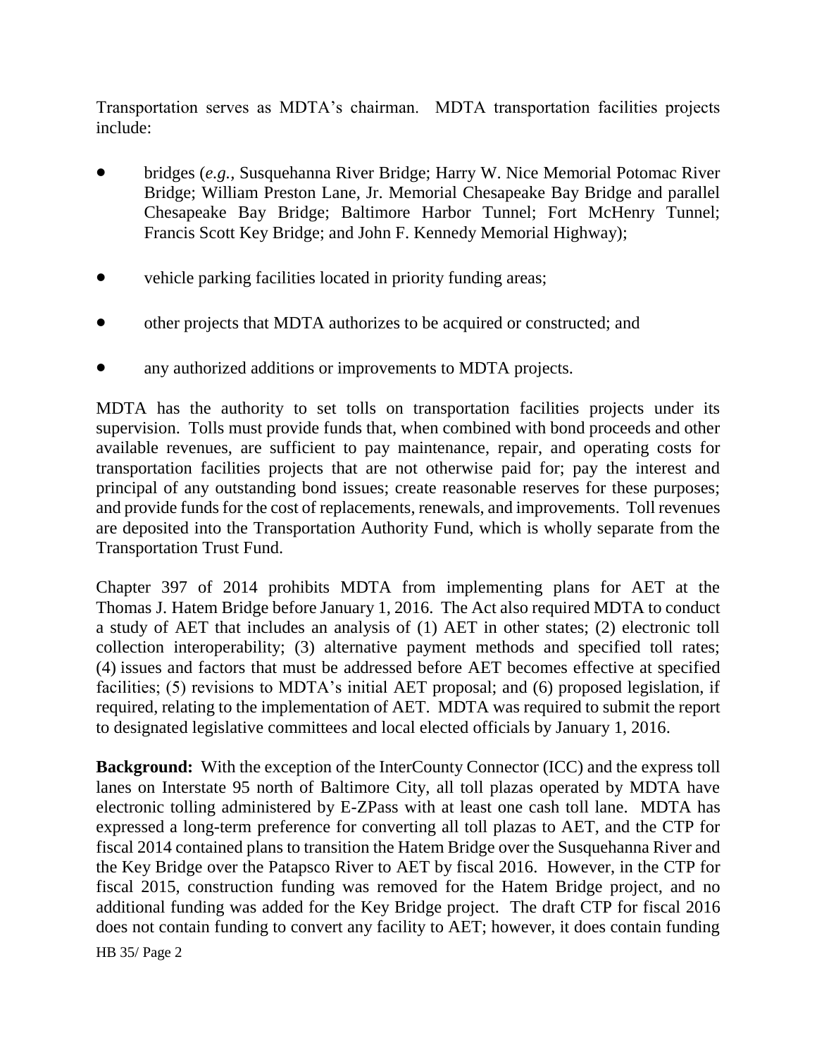Transportation serves as MDTA's chairman. MDTA transportation facilities projects include:

- bridges (*e.g.*, Susquehanna River Bridge; Harry W. Nice Memorial Potomac River Bridge; William Preston Lane, Jr. Memorial Chesapeake Bay Bridge and parallel Chesapeake Bay Bridge; Baltimore Harbor Tunnel; Fort McHenry Tunnel; Francis Scott Key Bridge; and John F. Kennedy Memorial Highway);
- vehicle parking facilities located in priority funding areas;
- other projects that MDTA authorizes to be acquired or constructed; and
- any authorized additions or improvements to MDTA projects.

MDTA has the authority to set tolls on transportation facilities projects under its supervision. Tolls must provide funds that, when combined with bond proceeds and other available revenues, are sufficient to pay maintenance, repair, and operating costs for transportation facilities projects that are not otherwise paid for; pay the interest and principal of any outstanding bond issues; create reasonable reserves for these purposes; and provide funds for the cost of replacements, renewals, and improvements. Toll revenues are deposited into the Transportation Authority Fund, which is wholly separate from the Transportation Trust Fund.

Chapter 397 of 2014 prohibits MDTA from implementing plans for AET at the Thomas J. Hatem Bridge before January 1, 2016. The Act also required MDTA to conduct a study of AET that includes an analysis of (1) AET in other states; (2) electronic toll collection interoperability; (3) alternative payment methods and specified toll rates; (4) issues and factors that must be addressed before AET becomes effective at specified facilities; (5) revisions to MDTA's initial AET proposal; and (6) proposed legislation, if required, relating to the implementation of AET. MDTA was required to submit the report to designated legislative committees and local elected officials by January 1, 2016.

**Background:** With the exception of the InterCounty Connector (ICC) and the express toll lanes on Interstate 95 north of Baltimore City, all toll plazas operated by MDTA have electronic tolling administered by E-ZPass with at least one cash toll lane. MDTA has expressed a long-term preference for converting all toll plazas to AET, and the CTP for fiscal 2014 contained plans to transition the Hatem Bridge over the Susquehanna River and the Key Bridge over the Patapsco River to AET by fiscal 2016. However, in the CTP for fiscal 2015, construction funding was removed for the Hatem Bridge project, and no additional funding was added for the Key Bridge project. The draft CTP for fiscal 2016 does not contain funding to convert any facility to AET; however, it does contain funding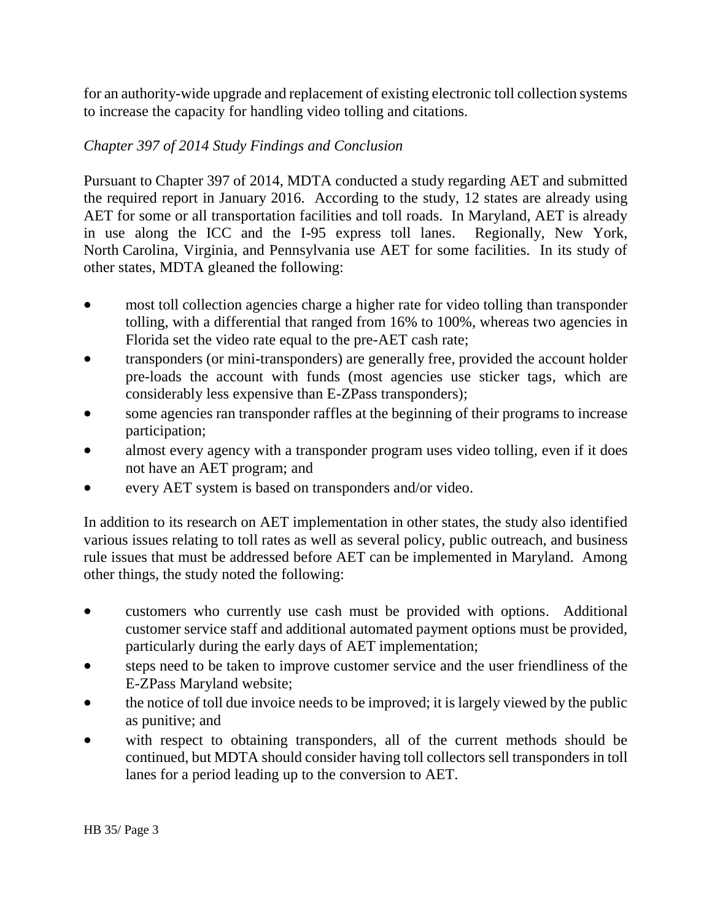for an authority-wide upgrade and replacement of existing electronic toll collection systems to increase the capacity for handling video tolling and citations.

*Chapter 397 of 2014 Study Findings and Conclusion*

Pursuant to Chapter 397 of 2014, MDTA conducted a study regarding AET and submitted the required report in January 2016. According to the study, 12 states are already using AET for some or all transportation facilities and toll roads. In Maryland, AET is already in use along the ICC and the I-95 express toll lanes. Regionally, New York, North Carolina, Virginia, and Pennsylvania use AET for some facilities. In its study of other states, MDTA gleaned the following:

- most toll collection agencies charge a higher rate for video tolling than transponder tolling, with a differential that ranged from 16% to 100%, whereas two agencies in Florida set the video rate equal to the pre-AET cash rate;
- transponders (or mini-transponders) are generally free, provided the account holder pre-loads the account with funds (most agencies use sticker tags, which are considerably less expensive than E-ZPass transponders);
- some agencies ran transponder raffles at the beginning of their programs to increase participation;
- almost every agency with a transponder program uses video tolling, even if it does not have an AET program; and
- every AET system is based on transponders and/or video.

In addition to its research on AET implementation in other states, the study also identified various issues relating to toll rates as well as several policy, public outreach, and business rule issues that must be addressed before AET can be implemented in Maryland. Among other things, the study noted the following:

- customers who currently use cash must be provided with options. Additional customer service staff and additional automated payment options must be provided, particularly during the early days of AET implementation;
- steps need to be taken to improve customer service and the user friendliness of the E-ZPass Maryland website;
- the notice of toll due invoice needs to be improved; it is largely viewed by the public as punitive; and
- with respect to obtaining transponders, all of the current methods should be continued, but MDTA should consider having toll collectors sell transponders in toll lanes for a period leading up to the conversion to AET.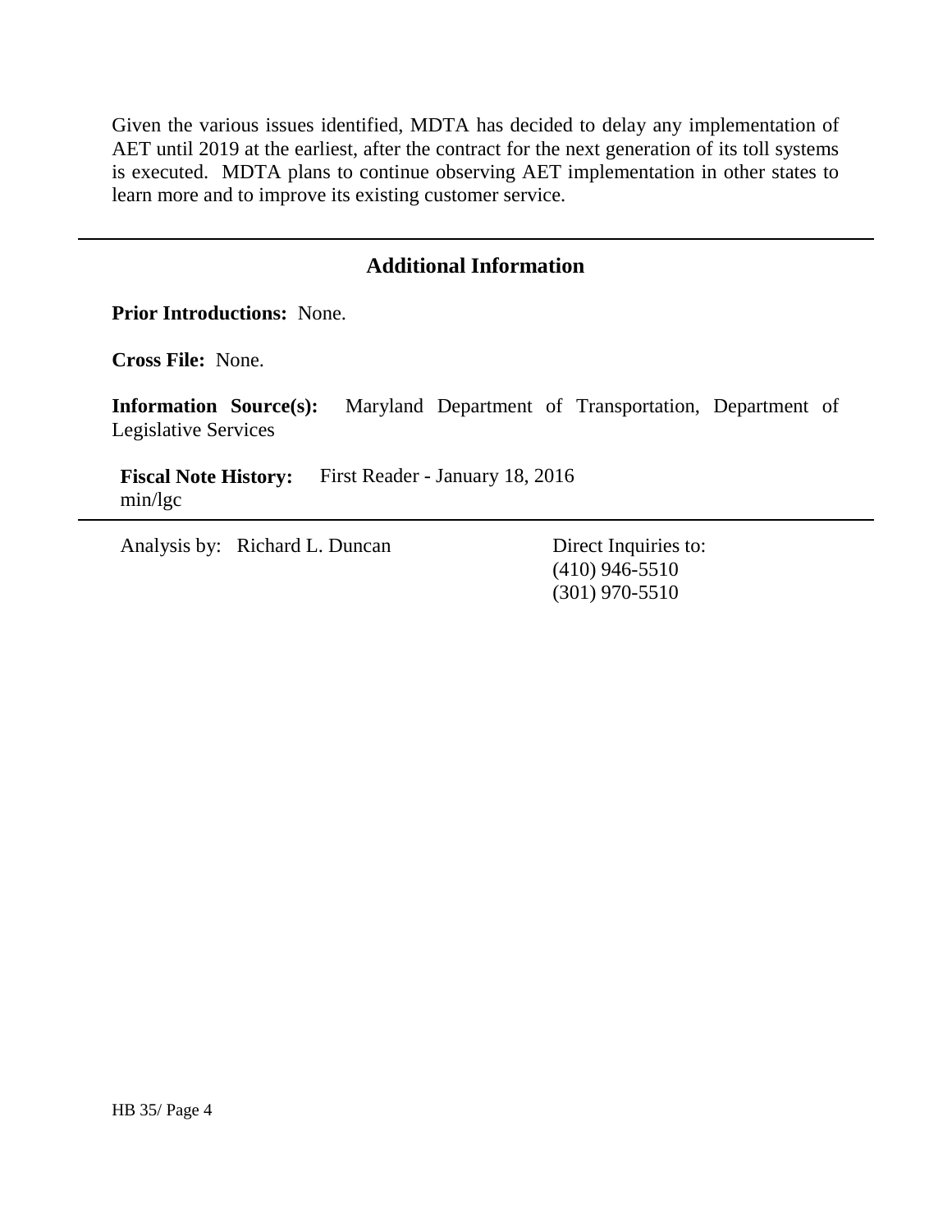Given the various issues identified, MDTA has decided to delay any implementation of AET until 2019 at the earliest, after the contract for the next generation of its toll systems is executed. MDTA plans to continue observing AET implementation in other states to learn more and to improve its existing customer service.

## Additional Information

**Prior Introductions:** None.

**Cross File:** None.

**Information Source(s):** Maryland Department of Transportation, Department of Legislative Services

**Fiscal Note History:** First Reader - January 18, 2016
min/lgc

Analysis by: Richard L. Duncan

Direct Inquiries to:
(410) 946-5510
(301) 970-5510